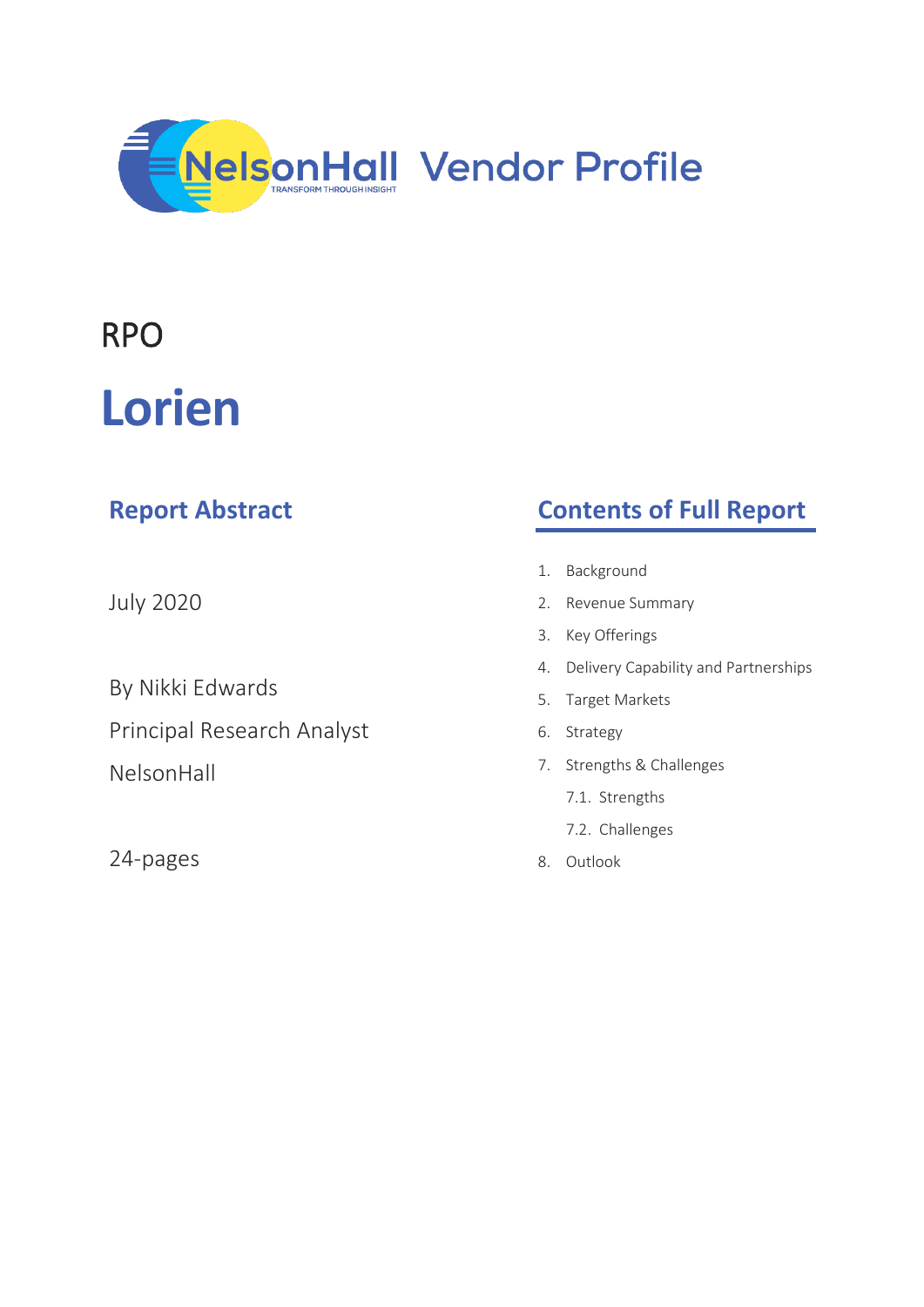NelsonHall Vendor Profile

# RPO

# Lorien

## Report Abstract

July 2020

By Nikki Edwards

Principal Research Analyst

NelsonHall

24-pages

## Contents of Full Report

1. Background
2. Revenue Summary
3. Key Offerings
4. Delivery Capability and Partnerships
5. Target Markets
6. Strategy
7. Strengths & Challenges
   - 7.1. Strengths
   - 7.2. Challenges
8. Outlook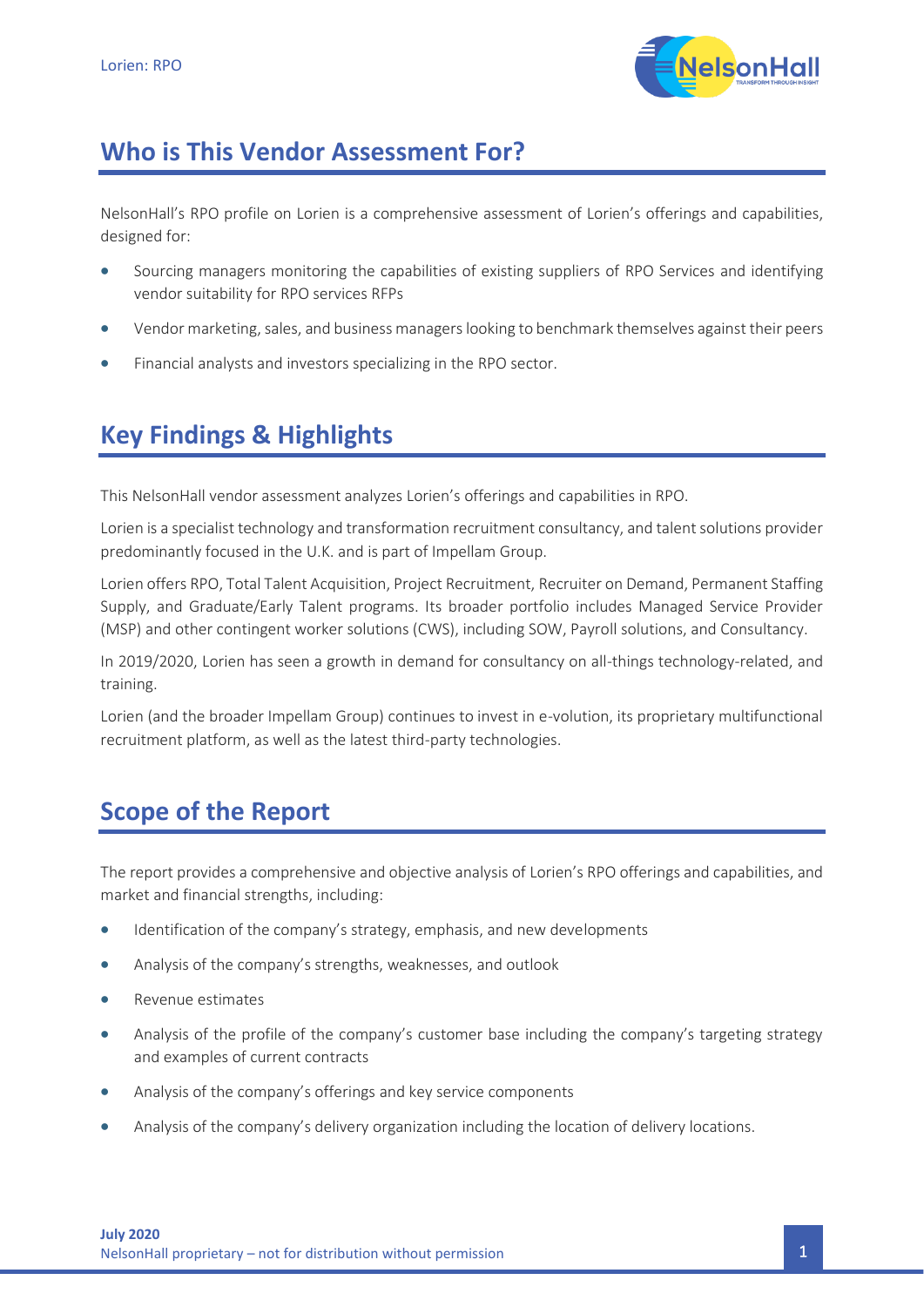## Who is This Vendor Assessment For?

NelsonHall's RPO profile on Lorien is a comprehensive assessment of Lorien's offerings and capabilities, designed for:

- Sourcing managers monitoring the capabilities of existing suppliers of RPO Services and identifying vendor suitability for RPO services RFPs
- Vendor marketing, sales, and business managers looking to benchmark themselves against their peers
- Financial analysts and investors specializing in the RPO sector.

## Key Findings & Highlights

This NelsonHall vendor assessment analyzes Lorien's offerings and capabilities in RPO.

Lorien is a specialist technology and transformation recruitment consultancy, and talent solutions provider predominantly focused in the U.K. and is part of Impellam Group.

Lorien offers RPO, Total Talent Acquisition, Project Recruitment, Recruiter on Demand, Permanent Staffing Supply, and Graduate/Early Talent programs. Its broader portfolio includes Managed Service Provider (MSP) and other contingent worker solutions (CWS), including SOW, Payroll solutions, and Consultancy.

In 2019/2020, Lorien has seen a growth in demand for consultancy on all-things technology-related, and training.

Lorien (and the broader Impellam Group) continues to invest in e-volution, its proprietary multifunctional recruitment platform, as well as the latest third-party technologies.

## Scope of the Report

The report provides a comprehensive and objective analysis of Lorien's RPO offerings and capabilities, and market and financial strengths, including:

- Identification of the company's strategy, emphasis, and new developments
- Analysis of the company's strengths, weaknesses, and outlook
- Revenue estimates
- Analysis of the profile of the company's customer base including the company's targeting strategy and examples of current contracts
- Analysis of the company's offerings and key service components
- Analysis of the company's delivery organization including the location of delivery locations.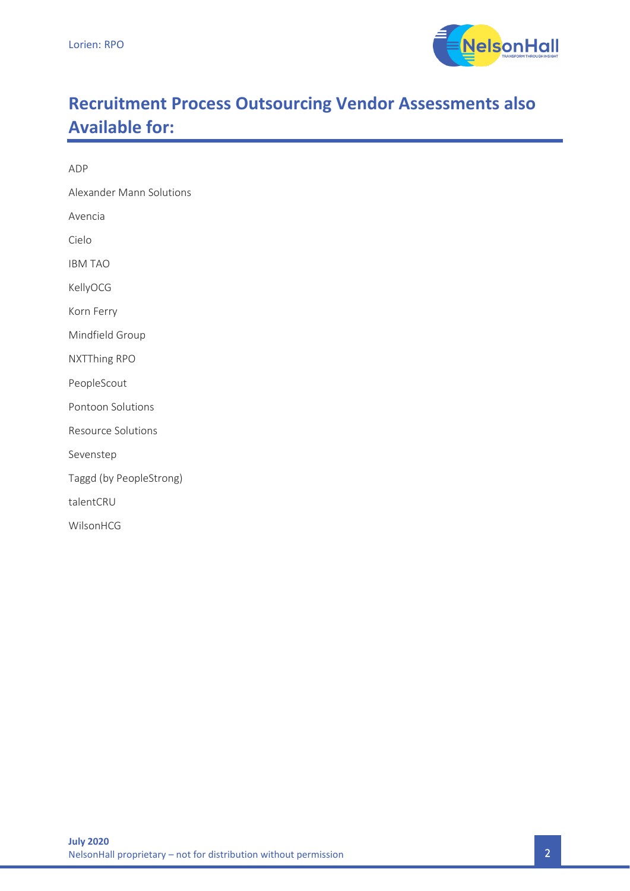# Recruitment Process Outsourcing Vendor Assessments also Available for:

ADP

Alexander Mann Solutions

Avencia

Cielo

IBM TAO

KellyOCG

Korn Ferry

Mindfield Group

NXTThing RPO

PeopleScout

Pontoon Solutions

Resource Solutions

Sevenstep

Taggd (by PeopleStrong)

talentCRU

WilsonHCG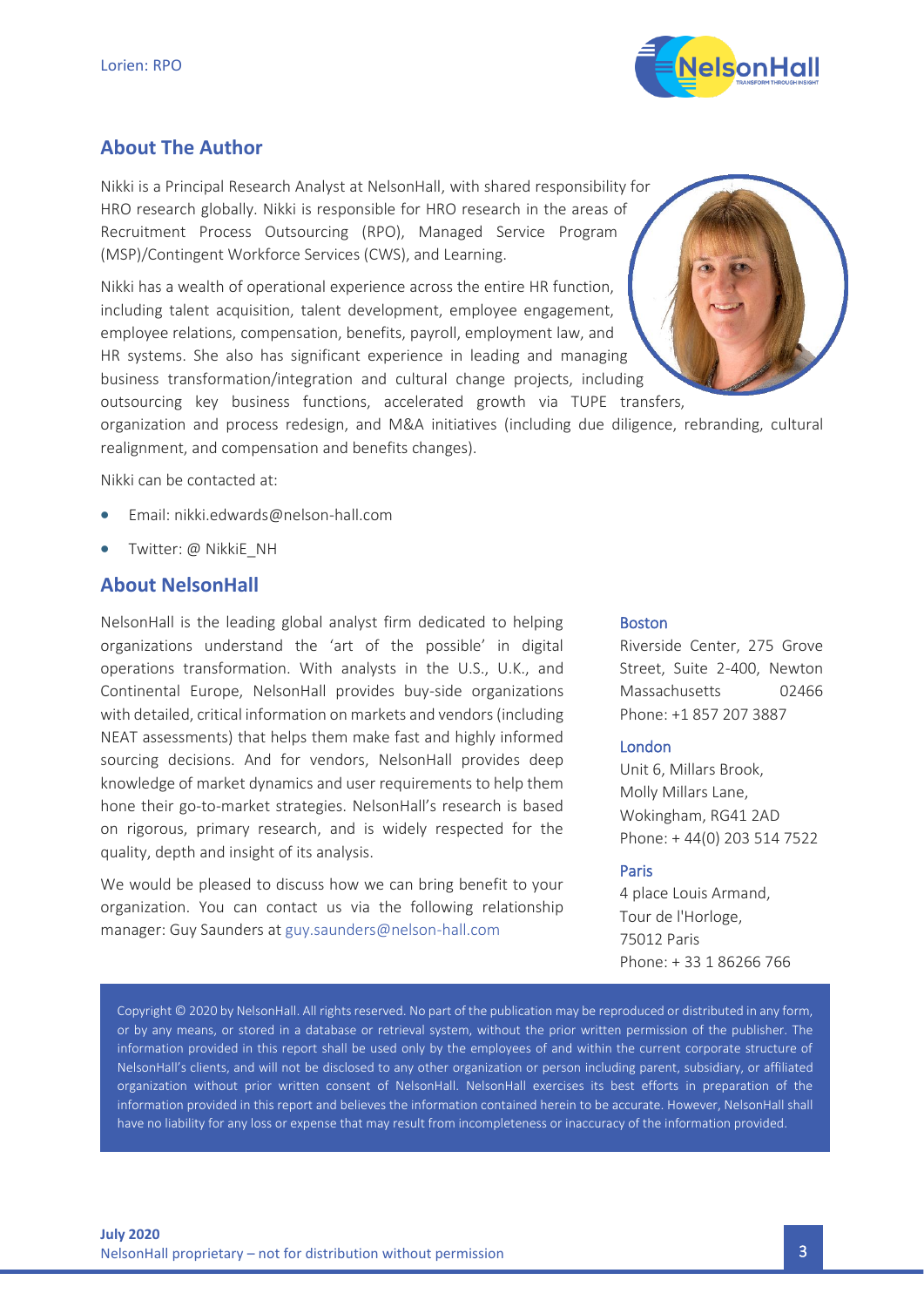## About The Author

Nikki is a Principal Research Analyst at NelsonHall, with shared responsibility for HRO research globally. Nikki is responsible for HRO research in the areas of Recruitment Process Outsourcing (RPO), Managed Service Program (MSP)/Contingent Workforce Services (CWS), and Learning.

Nikki has a wealth of operational experience across the entire HR function, including talent acquisition, talent development, employee engagement, employee relations, compensation, benefits, payroll, employment law, and HR systems. She also has significant experience in leading and managing business transformation/integration and cultural change projects, including outsourcing key business functions, accelerated growth via TUPE transfers, organization and process redesign, and M&A initiatives (including due diligence, rebranding, cultural realignment, and compensation and benefits changes).

Nikki can be contacted at:

- Email: nikki.edwards@nelson-hall.com
- Twitter: @ NikkiE_NH

## About NelsonHall

NelsonHall is the leading global analyst firm dedicated to helping organizations understand the 'art of the possible' in digital operations transformation. With analysts in the U.S., U.K., and Continental Europe, NelsonHall provides buy-side organizations with detailed, critical information on markets and vendors (including NEAT assessments) that helps them make fast and highly informed sourcing decisions. And for vendors, NelsonHall provides deep knowledge of market dynamics and user requirements to help them hone their go-to-market strategies. NelsonHall's research is based on rigorous, primary research, and is widely respected for the quality, depth and insight of its analysis.

We would be pleased to discuss how we can bring benefit to your organization. You can contact us via the following relationship manager: Guy Saunders at guy.saunders@nelson-hall.com

**Boston**
Riverside Center, 275 Grove Street, Suite 2-400, Newton Massachusetts 02466
Phone: +1 857 207 3887

**London**
Unit 6, Millars Brook,
Molly Millars Lane,
Wokingham, RG41 2AD
Phone: + 44(0) 203 514 7522

**Paris**
4 place Louis Armand,
Tour de l'Horloge,
75012 Paris
Phone: + 33 1 86266 766

Copyright © 2020 by NelsonHall. All rights reserved. No part of the publication may be reproduced or distributed in any form, or by any means, or stored in a database or retrieval system, without the prior written permission of the publisher. The information provided in this report shall be used only by the employees of and within the current corporate structure of NelsonHall's clients, and will not be disclosed to any other organization or person including parent, subsidiary, or affiliated organization without prior written consent of NelsonHall. NelsonHall exercises its best efforts in preparation of the information provided in this report and believes the information contained herein to be accurate. However, NelsonHall shall have no liability for any loss or expense that may result from incompleteness or inaccuracy of the information provided.